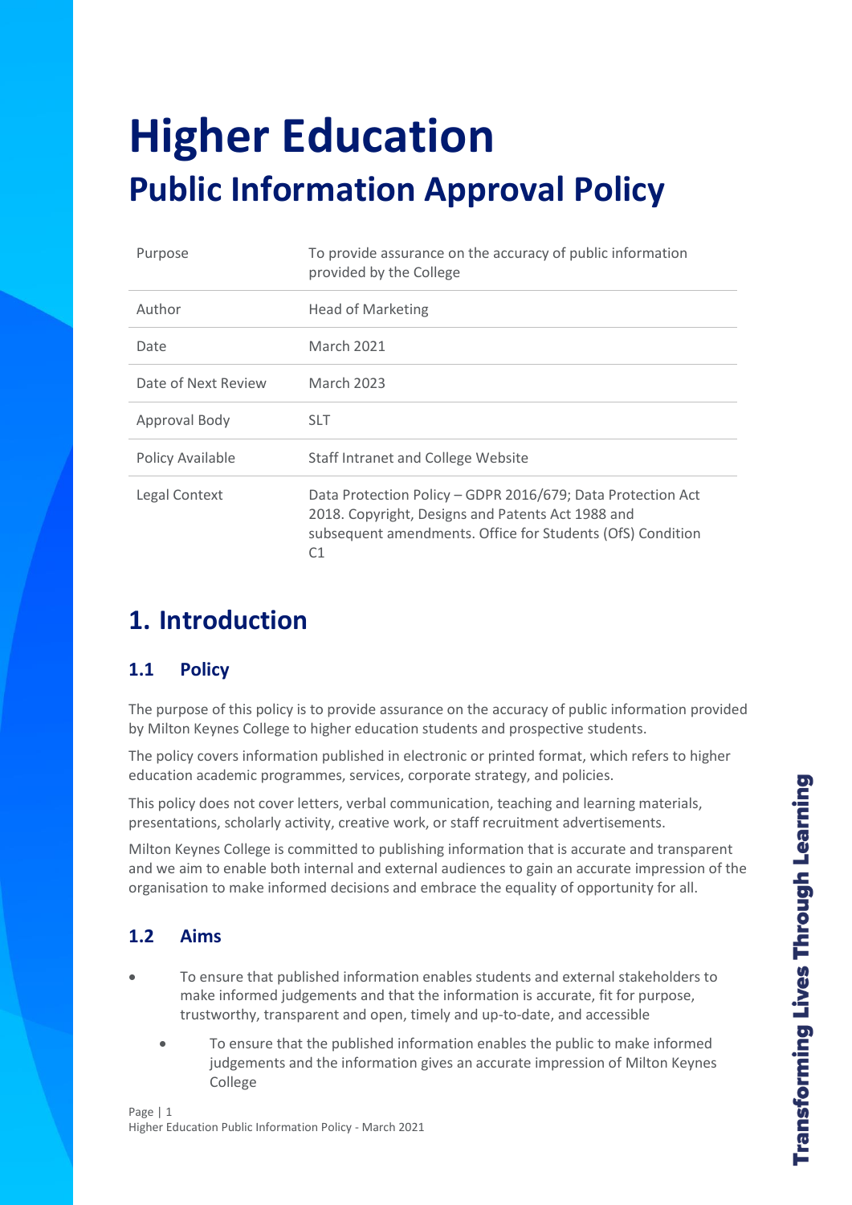# Higher Education
## Public Information Approval Policy

| | |
|---|---|
| Purpose | To provide assurance on the accuracy of public information provided by the College |
| Author | Head of Marketing |
| Date | March 2021 |
| Date of Next Review | March 2023 |
| Approval Body | SLT |
| Policy Available | Staff Intranet and College Website |
| Legal Context | Data Protection Policy – GDPR 2016/679; Data Protection Act 2018. Copyright, Designs and Patents Act 1988 and subsequent amendments. Office for Students (OfS) Condition C1 |

## 1. Introduction

### 1.1 Policy

The purpose of this policy is to provide assurance on the accuracy of public information provided by Milton Keynes College to higher education students and prospective students.

The policy covers information published in electronic or printed format, which refers to higher education academic programmes, services, corporate strategy, and policies.

This policy does not cover letters, verbal communication, teaching and learning materials, presentations, scholarly activity, creative work, or staff recruitment advertisements.

Milton Keynes College is committed to publishing information that is accurate and transparent and we aim to enable both internal and external audiences to gain an accurate impression of the organisation to make informed decisions and embrace the equality of opportunity for all.

### 1.2 Aims

- To ensure that published information enables students and external stakeholders to make informed judgements and that the information is accurate, fit for purpose, trustworthy, transparent and open, timely and up-to-date, and accessible
  - To ensure that the published information enables the public to make informed judgements and the information gives an accurate impression of Milton Keynes College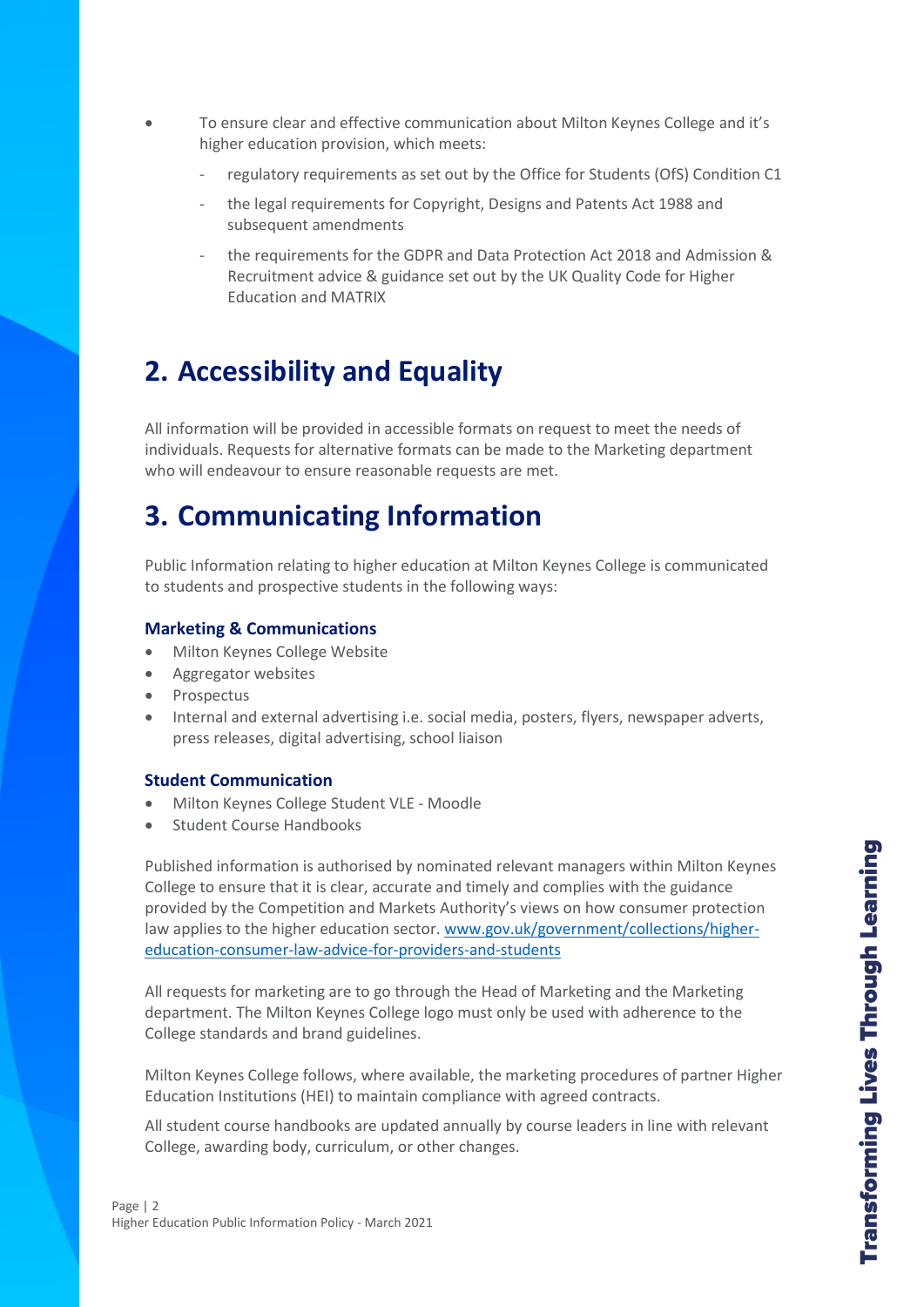- To ensure clear and effective communication about Milton Keynes College and it's higher education provision, which meets:
  - regulatory requirements as set out by the Office for Students (OfS) Condition C1
  - the legal requirements for Copyright, Designs and Patents Act 1988 and subsequent amendments
  - the requirements for the GDPR and Data Protection Act 2018 and Admission & Recruitment advice & guidance set out by the UK Quality Code for Higher Education and MATRIX

## 2. Accessibility and Equality

All information will be provided in accessible formats on request to meet the needs of individuals. Requests for alternative formats can be made to the Marketing department who will endeavour to ensure reasonable requests are met.

## 3. Communicating Information

Public Information relating to higher education at Milton Keynes College is communicated to students and prospective students in the following ways:

### Marketing & Communications

- Milton Keynes College Website
- Aggregator websites
- Prospectus
- Internal and external advertising i.e. social media, posters, flyers, newspaper adverts, press releases, digital advertising, school liaison

### Student Communication

- Milton Keynes College Student VLE - Moodle
- Student Course Handbooks

Published information is authorised by nominated relevant managers within Milton Keynes College to ensure that it is clear, accurate and timely and complies with the guidance provided by the Competition and Markets Authority's views on how consumer protection law applies to the higher education sector. www.gov.uk/government/collections/higher-education-consumer-law-advice-for-providers-and-students

All requests for marketing are to go through the Head of Marketing and the Marketing department. The Milton Keynes College logo must only be used with adherence to the College standards and brand guidelines.

Milton Keynes College follows, where available, the marketing procedures of partner Higher Education Institutions (HEI) to maintain compliance with agreed contracts.

All student course handbooks are updated annually by course leaders in line with relevant College, awarding body, curriculum, or other changes.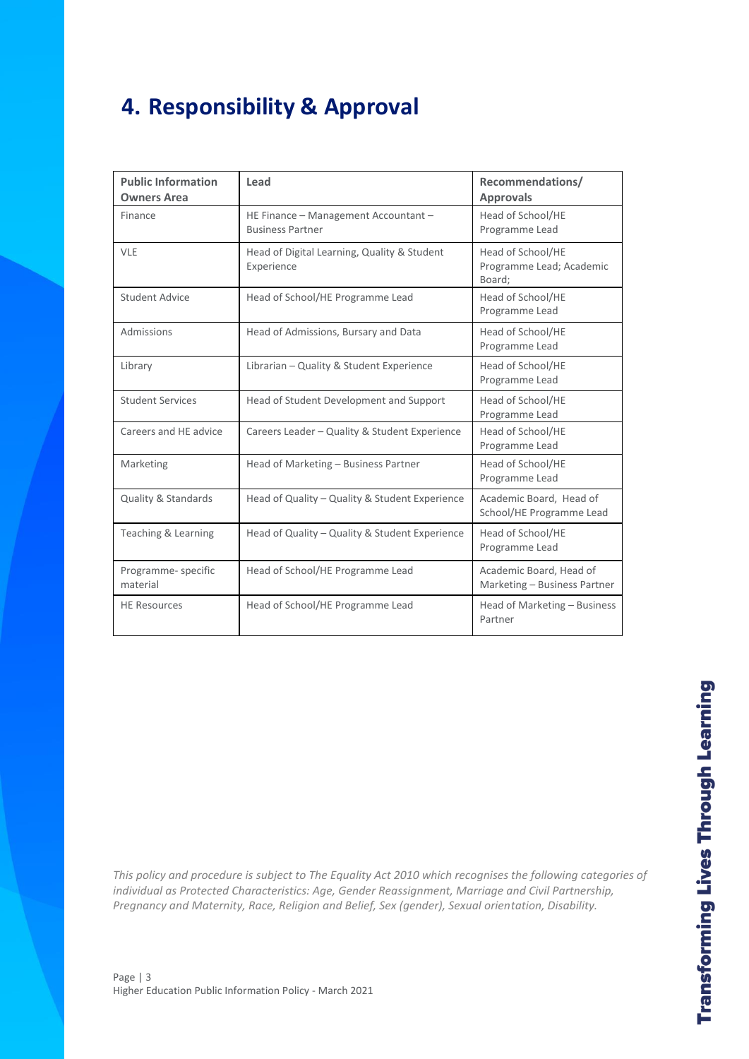# 4. Responsibility & Approval

| Public Information Owners Area | Lead | Recommendations/ Approvals |
|---|---|---|
| Finance | HE Finance – Management Accountant – Business Partner | Head of School/HE Programme Lead |
| VLE | Head of Digital Learning, Quality & Student Experience | Head of School/HE Programme Lead; Academic Board; |
| Student Advice | Head of School/HE Programme Lead | Head of School/HE Programme Lead |
| Admissions | Head of Admissions, Bursary and Data | Head of School/HE Programme Lead |
| Library | Librarian – Quality & Student Experience | Head of School/HE Programme Lead |
| Student Services | Head of Student Development and Support | Head of School/HE Programme Lead |
| Careers and HE advice | Careers Leader – Quality & Student Experience | Head of School/HE Programme Lead |
| Marketing | Head of Marketing – Business Partner | Head of School/HE Programme Lead |
| Quality & Standards | Head of Quality – Quality & Student Experience | Academic Board, Head of School/HE Programme Lead |
| Teaching & Learning | Head of Quality – Quality & Student Experience | Head of School/HE Programme Lead |
| Programme- specific material | Head of School/HE Programme Lead | Academic Board, Head of Marketing – Business Partner |
| HE Resources | Head of School/HE Programme Lead | Head of Marketing – Business Partner |

*This policy and procedure is subject to The Equality Act 2010 which recognises the following categories of individual as Protected Characteristics: Age, Gender Reassignment, Marriage and Civil Partnership, Pregnancy and Maternity, Race, Religion and Belief, Sex (gender), Sexual orientation, Disability.*